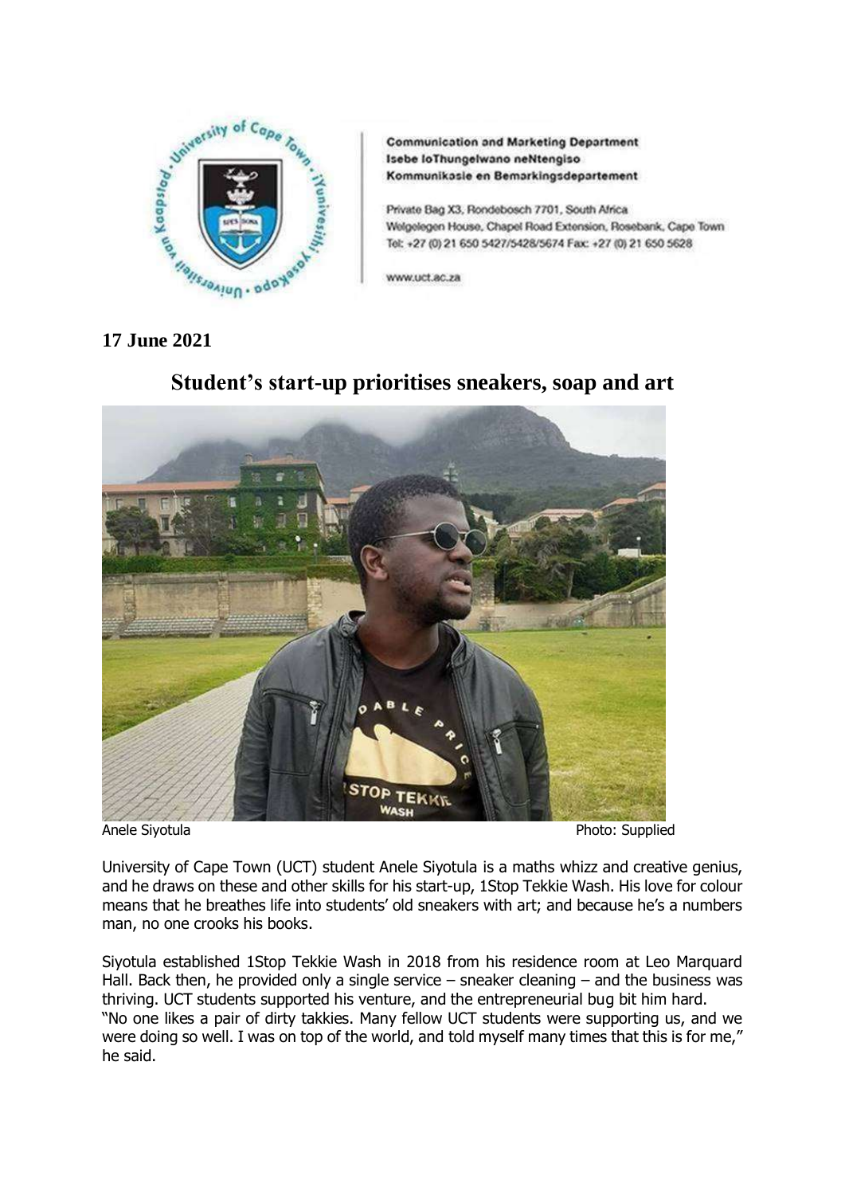**Communication and Marketing Department**
**Isebe loThungelwano neNtengiso**
**Kommunikasie en Bemarkingsdepartement**

Private Bag X3, Rondebosch 7701, South Africa
Welgelegen House, Chapel Road Extension, Rosebank, Cape Town
Tel: +27 (0) 21 650 5427/5428/5674 Fax: +27 (0) 21 650 5628

www.uct.ac.za

**17 June 2021**

# Student's start-up prioritises sneakers, soap and art

Anele Siyotula Photo: Supplied

University of Cape Town (UCT) student Anele Siyotula is a maths whizz and creative genius, and he draws on these and other skills for his start-up, 1Stop Tekkie Wash. His love for colour means that he breathes life into students' old sneakers with art; and because he's a numbers man, no one crooks his books.

Siyotula established 1Stop Tekkie Wash in 2018 from his residence room at Leo Marquard Hall. Back then, he provided only a single service – sneaker cleaning – and the business was thriving. UCT students supported his venture, and the entrepreneurial bug bit him hard.
"No one likes a pair of dirty takkies. Many fellow UCT students were supporting us, and we were doing so well. I was on top of the world, and told myself many times that this is for me," he said.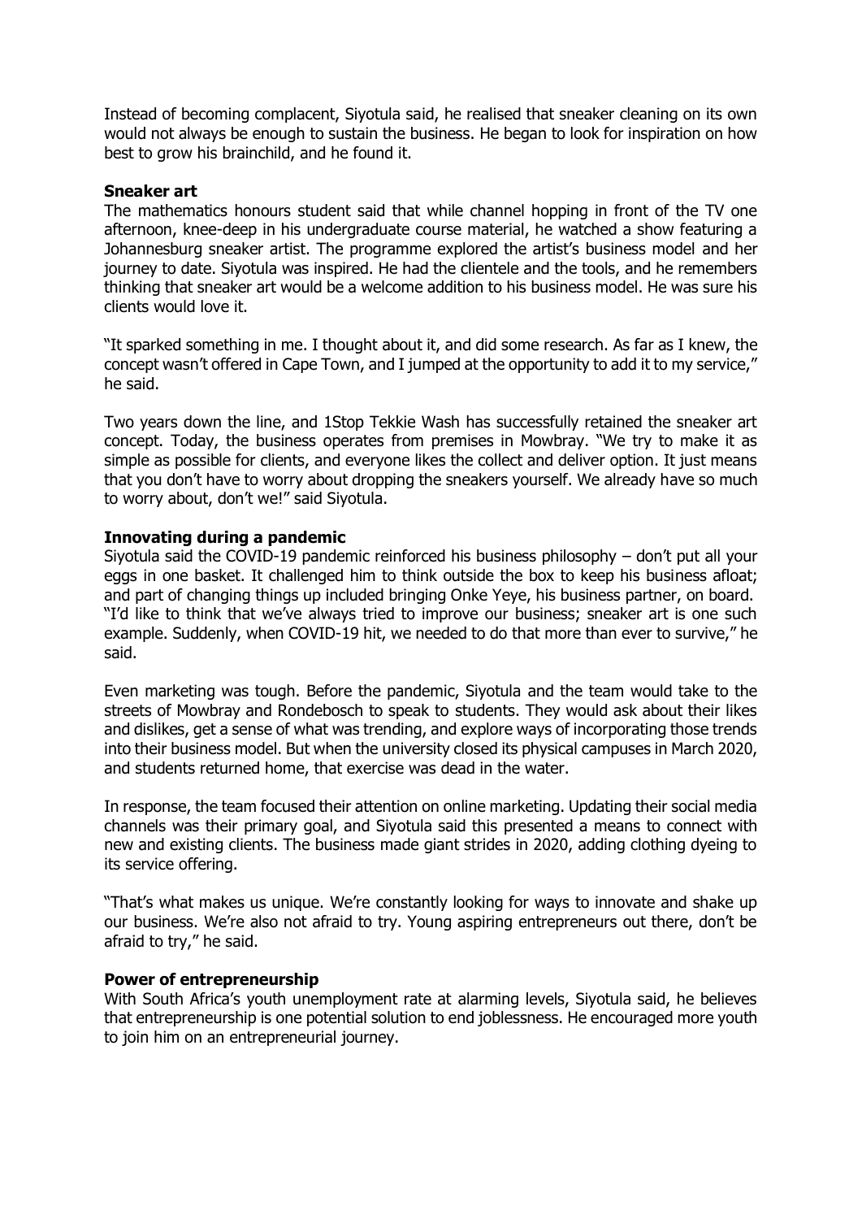Instead of becoming complacent, Siyotula said, he realised that sneaker cleaning on its own would not always be enough to sustain the business. He began to look for inspiration on how best to grow his brainchild, and he found it.

**Sneaker art**

The mathematics honours student said that while channel hopping in front of the TV one afternoon, knee-deep in his undergraduate course material, he watched a show featuring a Johannesburg sneaker artist. The programme explored the artist's business model and her journey to date. Siyotula was inspired. He had the clientele and the tools, and he remembers thinking that sneaker art would be a welcome addition to his business model. He was sure his clients would love it.

"It sparked something in me. I thought about it, and did some research. As far as I knew, the concept wasn't offered in Cape Town, and I jumped at the opportunity to add it to my service," he said.

Two years down the line, and 1Stop Tekkie Wash has successfully retained the sneaker art concept. Today, the business operates from premises in Mowbray. "We try to make it as simple as possible for clients, and everyone likes the collect and deliver option. It just means that you don't have to worry about dropping the sneakers yourself. We already have so much to worry about, don't we!" said Siyotula.

**Innovating during a pandemic**

Siyotula said the COVID-19 pandemic reinforced his business philosophy – don't put all your eggs in one basket. It challenged him to think outside the box to keep his business afloat; and part of changing things up included bringing Onke Yeye, his business partner, on board. "I'd like to think that we've always tried to improve our business; sneaker art is one such example. Suddenly, when COVID-19 hit, we needed to do that more than ever to survive," he said.

Even marketing was tough. Before the pandemic, Siyotula and the team would take to the streets of Mowbray and Rondebosch to speak to students. They would ask about their likes and dislikes, get a sense of what was trending, and explore ways of incorporating those trends into their business model. But when the university closed its physical campuses in March 2020, and students returned home, that exercise was dead in the water.

In response, the team focused their attention on online marketing. Updating their social media channels was their primary goal, and Siyotula said this presented a means to connect with new and existing clients. The business made giant strides in 2020, adding clothing dyeing to its service offering.

"That's what makes us unique. We're constantly looking for ways to innovate and shake up our business. We're also not afraid to try. Young aspiring entrepreneurs out there, don't be afraid to try," he said.

**Power of entrepreneurship**

With South Africa's youth unemployment rate at alarming levels, Siyotula said, he believes that entrepreneurship is one potential solution to end joblessness. He encouraged more youth to join him on an entrepreneurial journey.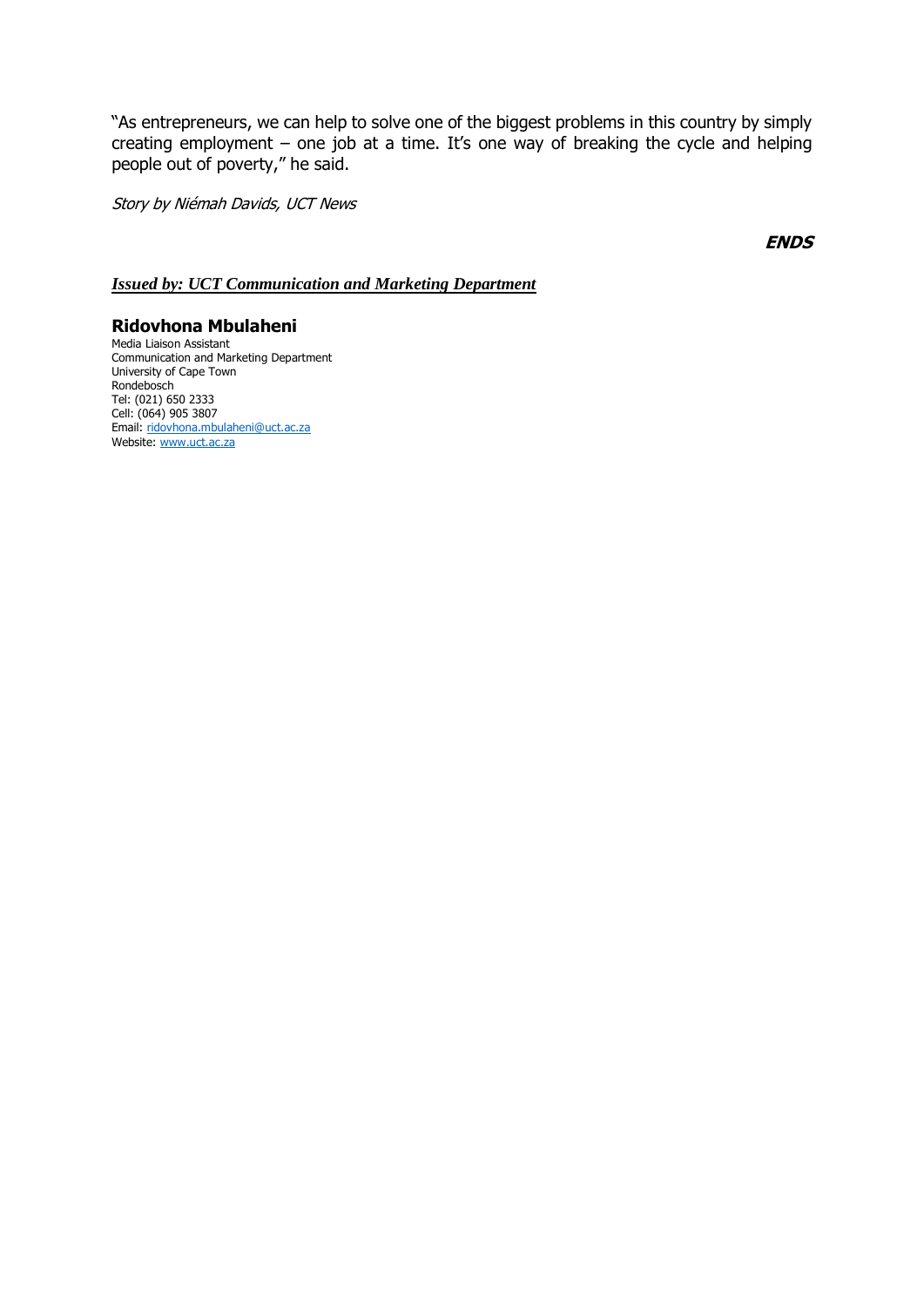"As entrepreneurs, we can help to solve one of the biggest problems in this country by simply creating employment – one job at a time. It's one way of breaking the cycle and helping people out of poverty," he said.

*Story by Niémah Davids, UCT News*

***ENDS***

***Issued by: UCT Communication and Marketing Department***

**Ridovhona Mbulaheni**
Media Liaison Assistant
Communication and Marketing Department
University of Cape Town
Rondebosch
Tel: (021) 650 2333
Cell: (064) 905 3807
Email: ridovhona.mbulaheni@uct.ac.za
Website: www.uct.ac.za